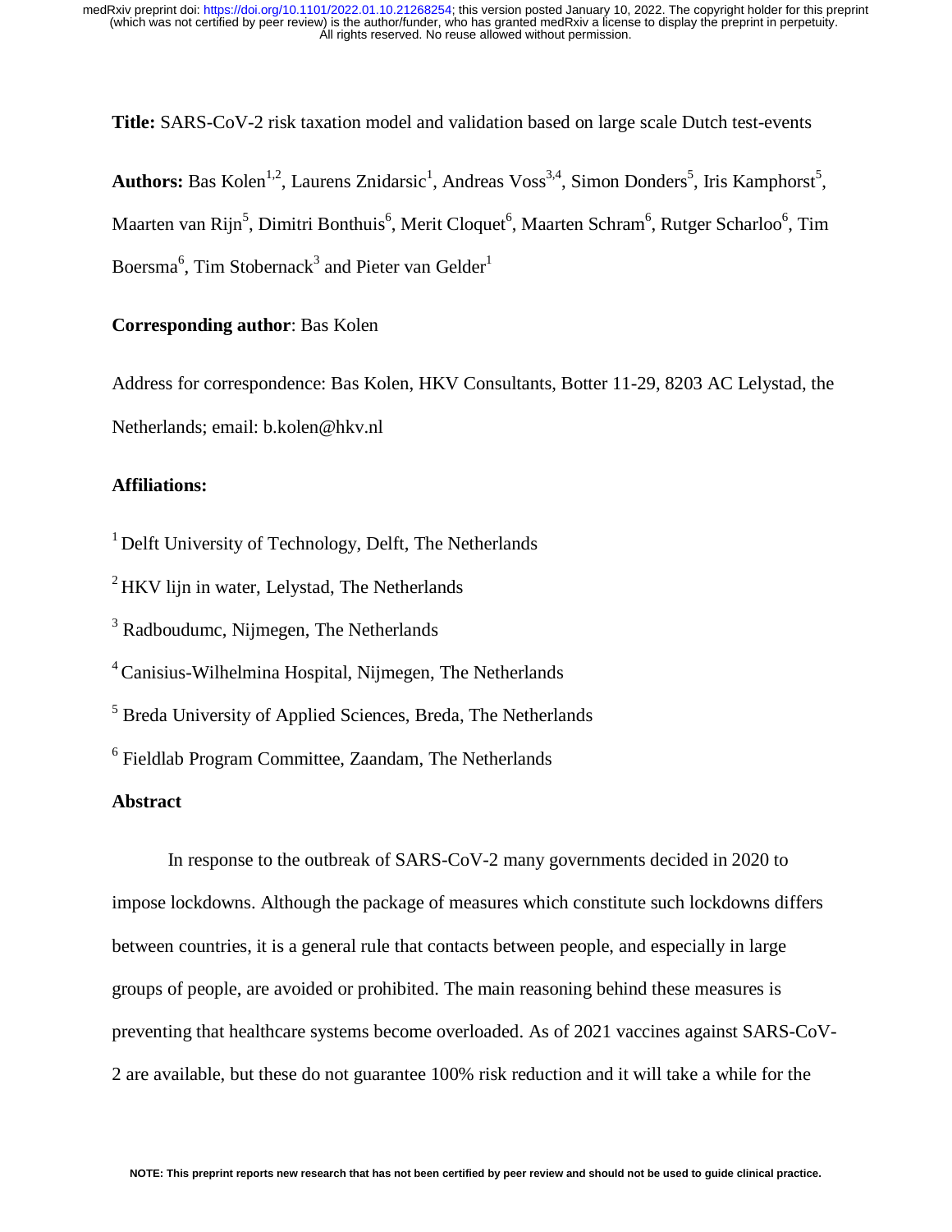**Title:** SARS-CoV-2 risk taxation model and validation based on large scale Dutch test-events

**Authors:** Bas Kolen[1,2], Laurens Znidarsic[1], Andreas Voss[3,4], Simon Donders[5], Iris Kamphorst[5], Maarten van Rijn[5], Dimitri Bonthuis[6], Merit Cloquet[6], Maarten Schram[6], Rutger Scharloo[6], Tim Boersma[6], Tim Stobernack[3] and Pieter van Gelder[1]

**Corresponding author**: Bas Kolen

Address for correspondence: Bas Kolen, HKV Consultants, Botter 11-29, 8203 AC Lelystad, the Netherlands; email: b.kolen@hkv.nl

**Affiliations:**

[1] Delft University of Technology, Delft, The Netherlands

[2] HKV lijn in water, Lelystad, The Netherlands

[3] Radboudumc, Nijmegen, The Netherlands

[4] Canisius-Wilhelmina Hospital, Nijmegen, The Netherlands

[5] Breda University of Applied Sciences, Breda, The Netherlands

[6] Fieldlab Program Committee, Zaandam, The Netherlands

**Abstract**

In response to the outbreak of SARS-CoV-2 many governments decided in 2020 to impose lockdowns. Although the package of measures which constitute such lockdowns differs between countries, it is a general rule that contacts between people, and especially in large groups of people, are avoided or prohibited. The main reasoning behind these measures is preventing that healthcare systems become overloaded. As of 2021 vaccines against SARS-CoV-2 are available, but these do not guarantee 100% risk reduction and it will take a while for the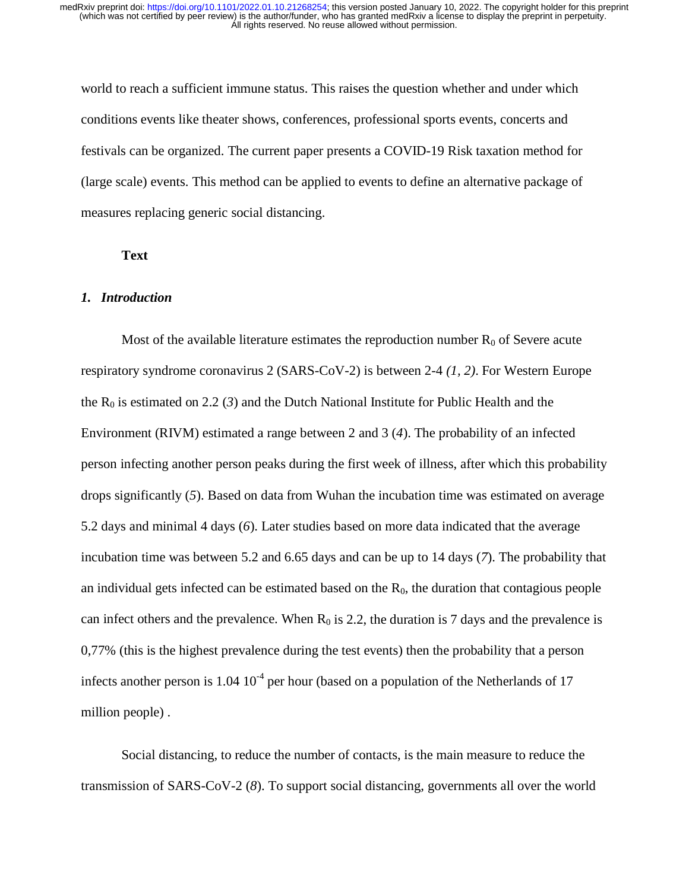world to reach a sufficient immune status. This raises the question whether and under which conditions events like theater shows, conferences, professional sports events, concerts and festivals can be organized. The current paper presents a COVID-19 Risk taxation method for (large scale) events. This method can be applied to events to define an alternative package of measures replacing generic social distancing.

**Text**

## *1. Introduction*

Most of the available literature estimates the reproduction number $R_0$ of Severe acute respiratory syndrome coronavirus 2 (SARS-CoV-2) is between 2-4 *(1, 2)*. For Western Europe the $R_0$ is estimated on 2.2 (*3*) and the Dutch National Institute for Public Health and the Environment (RIVM) estimated a range between 2 and 3 (*4*). The probability of an infected person infecting another person peaks during the first week of illness, after which this probability drops significantly (*5*). Based on data from Wuhan the incubation time was estimated on average 5.2 days and minimal 4 days (*6*). Later studies based on more data indicated that the average incubation time was between 5.2 and 6.65 days and can be up to 14 days (*7*). The probability that an individual gets infected can be estimated based on the $R_0$, the duration that contagious people can infect others and the prevalence. When $R_0$ is 2.2, the duration is 7 days and the prevalence is 0,77% (this is the highest prevalence during the test events) then the probability that a person infects another person is $1.04\ 10^{-4}$ per hour (based on a population of the Netherlands of 17 million people) .

Social distancing, to reduce the number of contacts, is the main measure to reduce the transmission of SARS-CoV-2 (*8*). To support social distancing, governments all over the world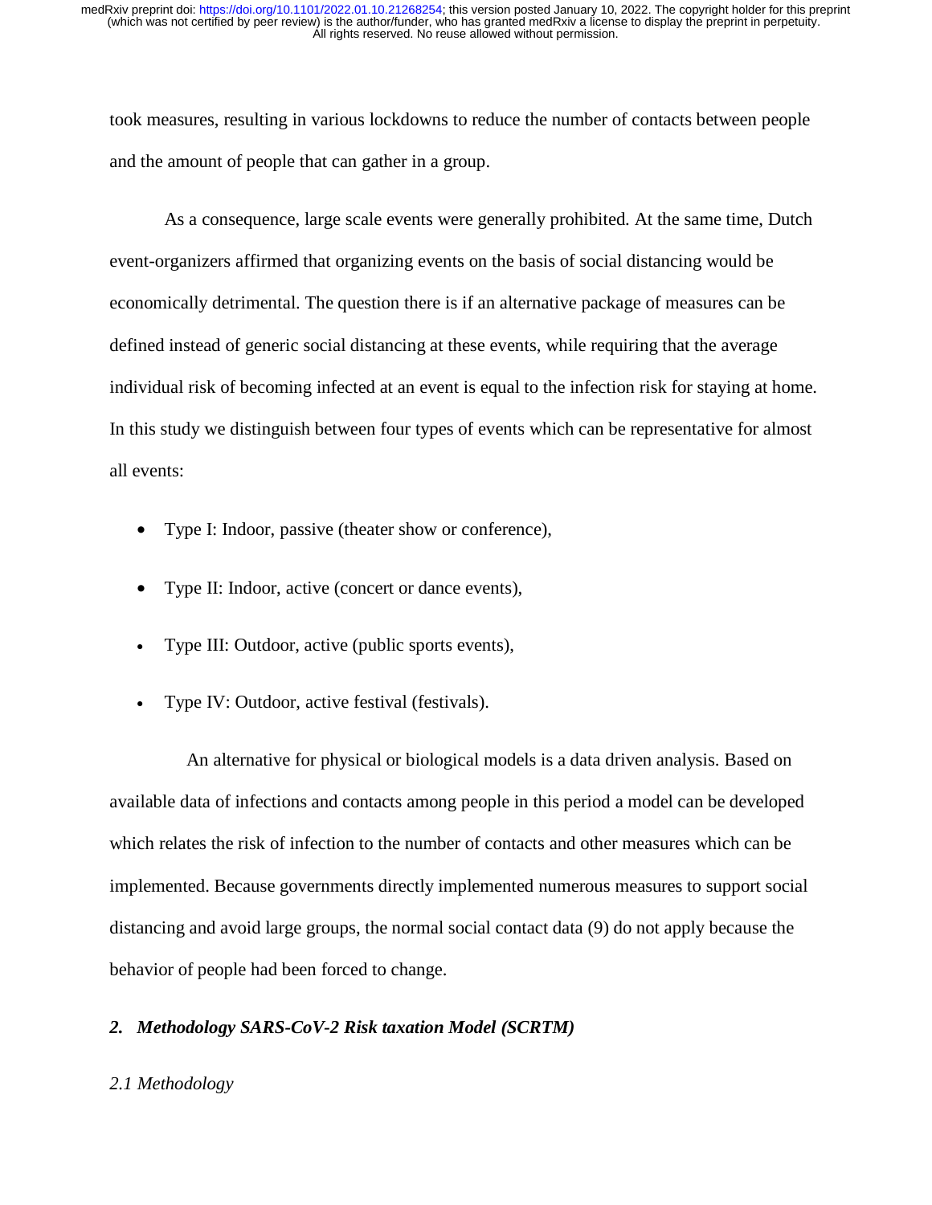took measures, resulting in various lockdowns to reduce the number of contacts between people and the amount of people that can gather in a group.

As a consequence, large scale events were generally prohibited. At the same time, Dutch event-organizers affirmed that organizing events on the basis of social distancing would be economically detrimental. The question there is if an alternative package of measures can be defined instead of generic social distancing at these events, while requiring that the average individual risk of becoming infected at an event is equal to the infection risk for staying at home. In this study we distinguish between four types of events which can be representative for almost all events:

- Type I: Indoor, passive (theater show or conference),
- Type II: Indoor, active (concert or dance events),
- Type III: Outdoor, active (public sports events),
- Type IV: Outdoor, active festival (festivals).

An alternative for physical or biological models is a data driven analysis. Based on available data of infections and contacts among people in this period a model can be developed which relates the risk of infection to the number of contacts and other measures which can be implemented. Because governments directly implemented numerous measures to support social distancing and avoid large groups, the normal social contact data (9) do not apply because the behavior of people had been forced to change.

## *2. Methodology SARS-CoV-2 Risk taxation Model (SCRTM)*

### *2.1 Methodology*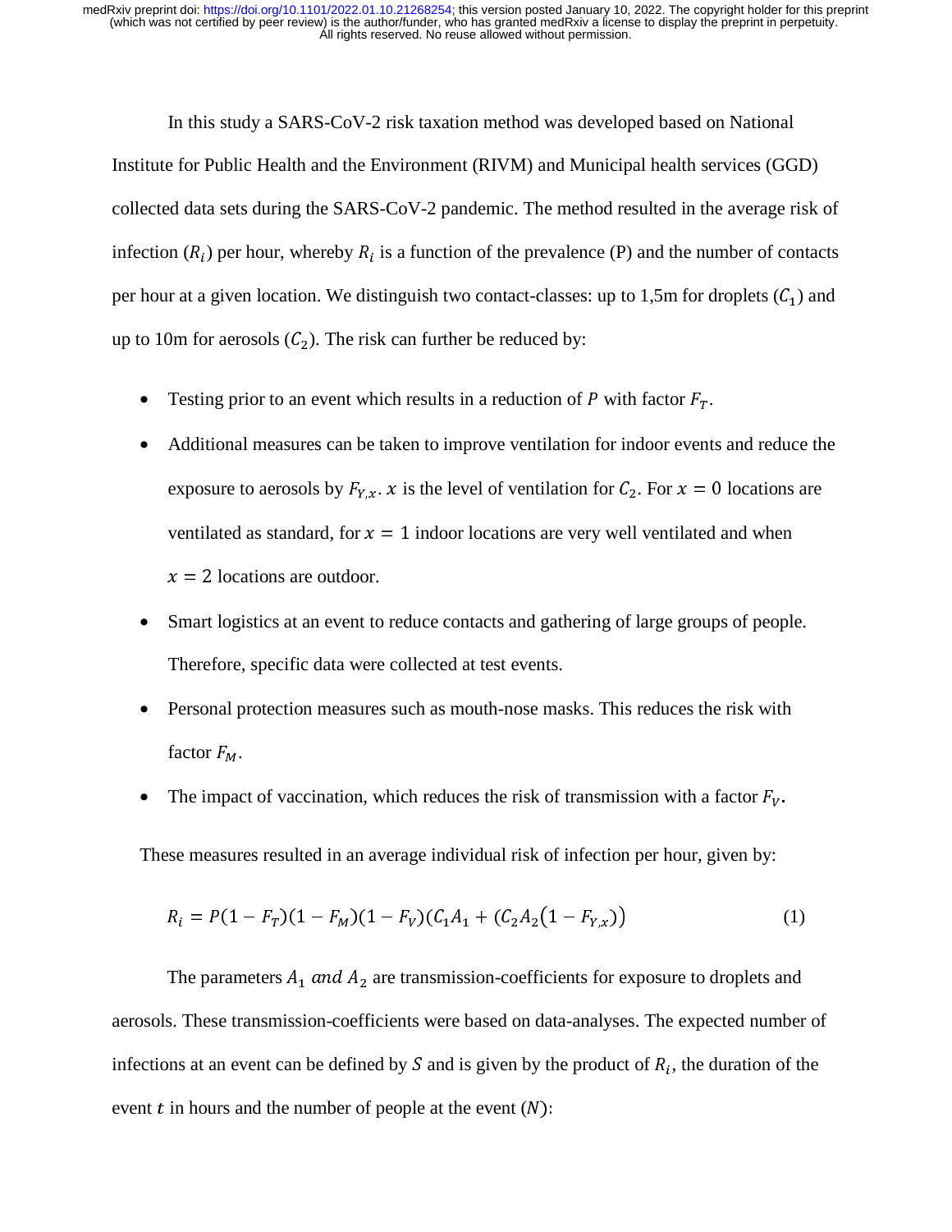In this study a SARS-CoV-2 risk taxation method was developed based on National Institute for Public Health and the Environment (RIVM) and Municipal health services (GGD) collected data sets during the SARS-CoV-2 pandemic. The method resulted in the average risk of infection ($R_i$) per hour, whereby $R_i$ is a function of the prevalence (P) and the number of contacts per hour at a given location. We distinguish two contact-classes: up to 1,5m for droplets ($C_1$) and up to 10m for aerosols ($C_2$). The risk can further be reduced by:

- Testing prior to an event which results in a reduction of $P$ with factor $F_T$.
- Additional measures can be taken to improve ventilation for indoor events and reduce the exposure to aerosols by $F_{Y,x}$. $x$ is the level of ventilation for $C_2$. For $x = 0$ locations are ventilated as standard, for $x = 1$ indoor locations are very well ventilated and when $x = 2$ locations are outdoor.
- Smart logistics at an event to reduce contacts and gathering of large groups of people. Therefore, specific data were collected at test events.
- Personal protection measures such as mouth-nose masks. This reduces the risk with factor $F_M$.
- The impact of vaccination, which reduces the risk of transmission with a factor $F_V$.

These measures resulted in an average individual risk of infection per hour, given by:

$$R_i = P(1 - F_T)(1 - F_M)(1 - F_V)(C_1A_1 + (C_2A_2(1 - F_{Y,x})) \tag{1}$$

The parameters $A_1$ *and* $A_2$ are transmission-coefficients for exposure to droplets and aerosols. These transmission-coefficients were based on data-analyses. The expected number of infections at an event can be defined by $S$ and is given by the product of $R_i$, the duration of the event $t$ in hours and the number of people at the event ($N$):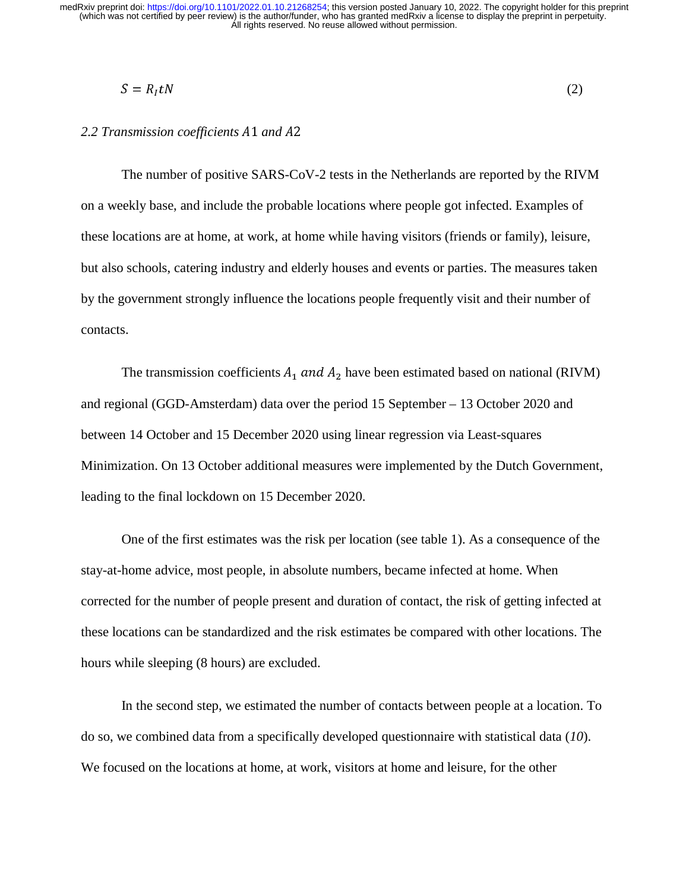$$S = R_I t N \tag{2}$$

### *2.2 Transmission coefficients $A1$ and $A2$*

The number of positive SARS-CoV-2 tests in the Netherlands are reported by the RIVM on a weekly base, and include the probable locations where people got infected. Examples of these locations are at home, at work, at home while having visitors (friends or family), leisure, but also schools, catering industry and elderly houses and events or parties. The measures taken by the government strongly influence the locations people frequently visit and their number of contacts.

The transmission coefficients $A_1$ *and* $A_2$ have been estimated based on national (RIVM) and regional (GGD-Amsterdam) data over the period 15 September – 13 October 2020 and between 14 October and 15 December 2020 using linear regression via Least-squares Minimization. On 13 October additional measures were implemented by the Dutch Government, leading to the final lockdown on 15 December 2020.

One of the first estimates was the risk per location (see table 1). As a consequence of the stay-at-home advice, most people, in absolute numbers, became infected at home. When corrected for the number of people present and duration of contact, the risk of getting infected at these locations can be standardized and the risk estimates be compared with other locations. The hours while sleeping (8 hours) are excluded.

In the second step, we estimated the number of contacts between people at a location. To do so, we combined data from a specifically developed questionnaire with statistical data (*10*). We focused on the locations at home, at work, visitors at home and leisure, for the other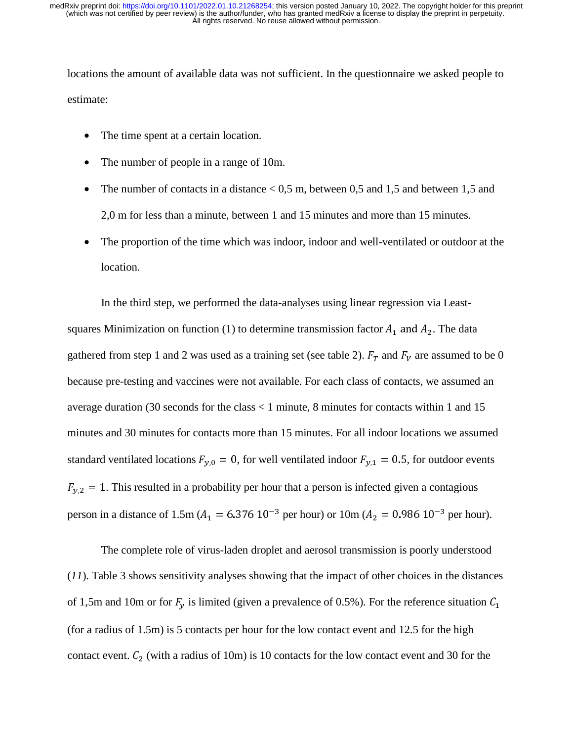locations the amount of available data was not sufficient. In the questionnaire we asked people to estimate:

- The time spent at a certain location.
- The number of people in a range of 10m.
- The number of contacts in a distance < 0,5 m, between 0,5 and 1,5 and between 1,5 and 2,0 m for less than a minute, between 1 and 15 minutes and more than 15 minutes.
- The proportion of the time which was indoor, indoor and well-ventilated or outdoor at the location.

In the third step, we performed the data-analyses using linear regression via Least-squares Minimization on function (1) to determine transmission factor $A_1$ and $A_2$. The data gathered from step 1 and 2 was used as a training set (see table 2). $F_T$ and $F_V$ are assumed to be 0 because pre-testing and vaccines were not available. For each class of contacts, we assumed an average duration (30 seconds for the class < 1 minute, 8 minutes for contacts within 1 and 15 minutes and 30 minutes for contacts more than 15 minutes. For all indoor locations we assumed standard ventilated locations $F_{y,0} = 0$, for well ventilated indoor $F_{y,1} = 0.5$, for outdoor events $F_{y,2} = 1$. This resulted in a probability per hour that a person is infected given a contagious person in a distance of 1.5m ($A_1 = 6.376\ 10^{-3}$ per hour) or 10m ($A_2 = 0.986\ 10^{-3}$ per hour).

The complete role of virus-laden droplet and aerosol transmission is poorly understood (*11*). Table 3 shows sensitivity analyses showing that the impact of other choices in the distances of 1,5m and 10m or for $F_y$ is limited (given a prevalence of 0.5%). For the reference situation $C_1$ (for a radius of 1.5m) is 5 contacts per hour for the low contact event and 12.5 for the high contact event. $C_2$ (with a radius of 10m) is 10 contacts for the low contact event and 30 for the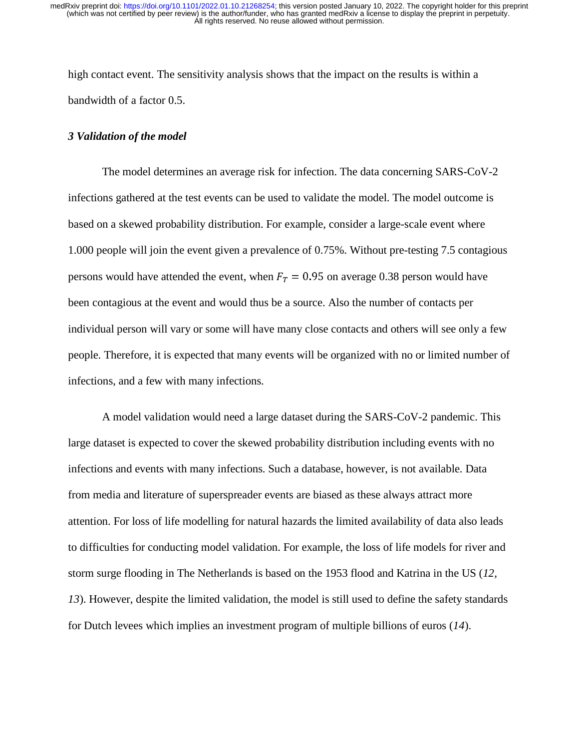high contact event. The sensitivity analysis shows that the impact on the results is within a bandwidth of a factor 0.5.

### *3 Validation of the model*

The model determines an average risk for infection. The data concerning SARS-CoV-2 infections gathered at the test events can be used to validate the model. The model outcome is based on a skewed probability distribution. For example, consider a large-scale event where 1.000 people will join the event given a prevalence of 0.75%. Without pre-testing 7.5 contagious persons would have attended the event, when $F_T = 0.95$ on average 0.38 person would have been contagious at the event and would thus be a source. Also the number of contacts per individual person will vary or some will have many close contacts and others will see only a few people. Therefore, it is expected that many events will be organized with no or limited number of infections, and a few with many infections.

A model validation would need a large dataset during the SARS-CoV-2 pandemic. This large dataset is expected to cover the skewed probability distribution including events with no infections and events with many infections. Such a database, however, is not available. Data from media and literature of superspreader events are biased as these always attract more attention. For loss of life modelling for natural hazards the limited availability of data also leads to difficulties for conducting model validation. For example, the loss of life models for river and storm surge flooding in The Netherlands is based on the 1953 flood and Katrina in the US (*12*, *13*). However, despite the limited validation, the model is still used to define the safety standards for Dutch levees which implies an investment program of multiple billions of euros (*14*).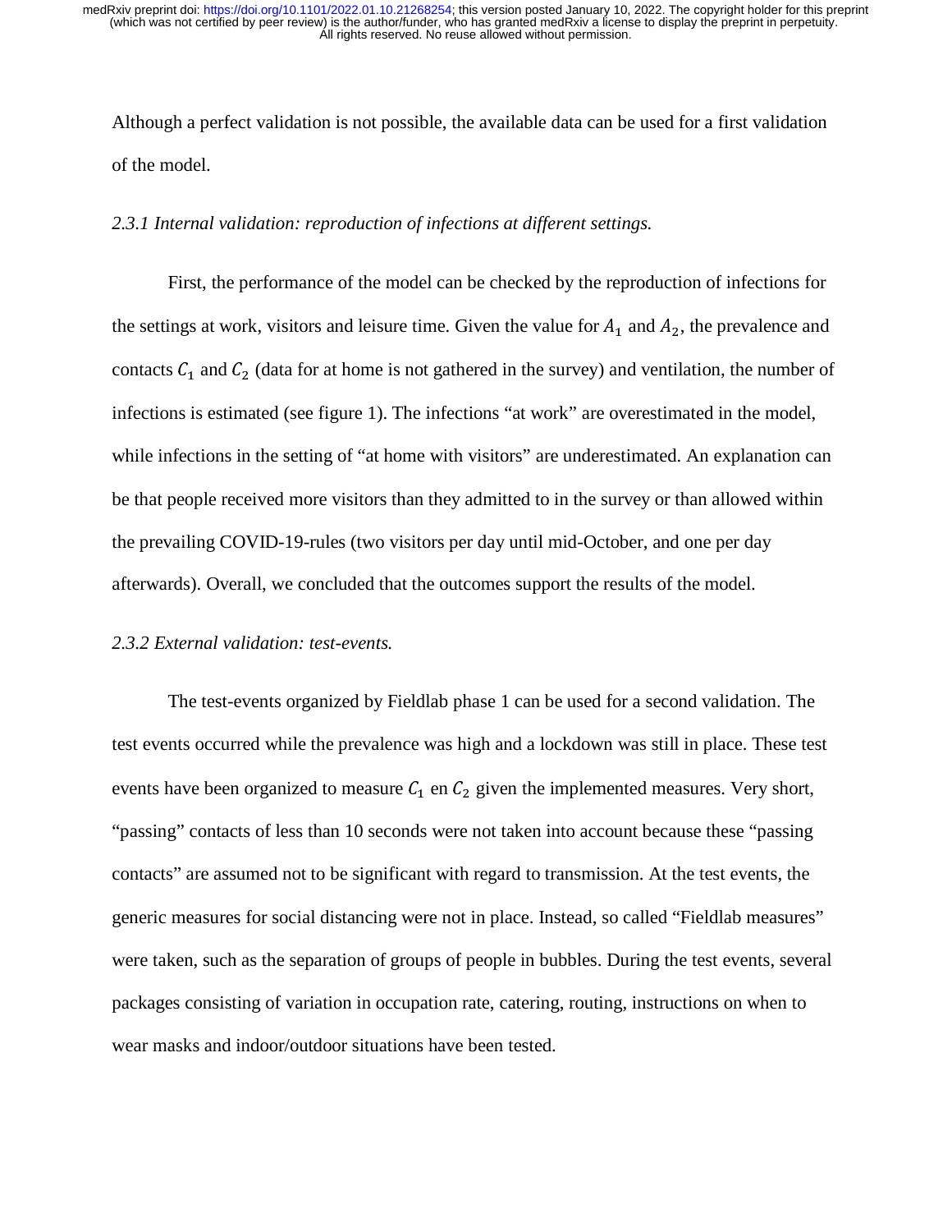Although a perfect validation is not possible, the available data can be used for a first validation of the model.

*2.3.1 Internal validation: reproduction of infections at different settings.*

First, the performance of the model can be checked by the reproduction of infections for the settings at work, visitors and leisure time. Given the value for $A_1$ and $A_2$, the prevalence and contacts $C_1$ and $C_2$ (data for at home is not gathered in the survey) and ventilation, the number of infections is estimated (see figure 1). The infections "at work" are overestimated in the model, while infections in the setting of "at home with visitors" are underestimated. An explanation can be that people received more visitors than they admitted to in the survey or than allowed within the prevailing COVID-19-rules (two visitors per day until mid-October, and one per day afterwards). Overall, we concluded that the outcomes support the results of the model.

*2.3.2 External validation: test-events.*

The test-events organized by Fieldlab phase 1 can be used for a second validation. The test events occurred while the prevalence was high and a lockdown was still in place. These test events have been organized to measure $C_1$ en $C_2$ given the implemented measures. Very short, "passing" contacts of less than 10 seconds were not taken into account because these "passing contacts" are assumed not to be significant with regard to transmission. At the test events, the generic measures for social distancing were not in place. Instead, so called "Fieldlab measures" were taken, such as the separation of groups of people in bubbles. During the test events, several packages consisting of variation in occupation rate, catering, routing, instructions on when to wear masks and indoor/outdoor situations have been tested.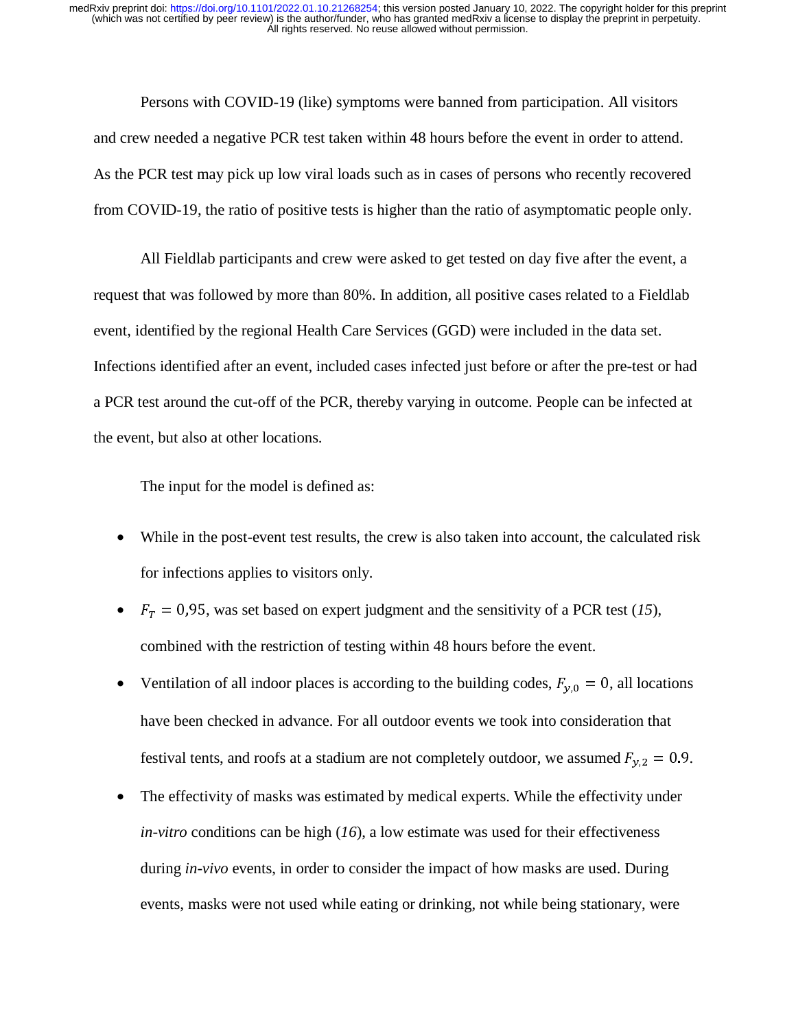Persons with COVID-19 (like) symptoms were banned from participation. All visitors and crew needed a negative PCR test taken within 48 hours before the event in order to attend. As the PCR test may pick up low viral loads such as in cases of persons who recently recovered from COVID-19, the ratio of positive tests is higher than the ratio of asymptomatic people only.

All Fieldlab participants and crew were asked to get tested on day five after the event, a request that was followed by more than 80%. In addition, all positive cases related to a Fieldlab event, identified by the regional Health Care Services (GGD) were included in the data set. Infections identified after an event, included cases infected just before or after the pre-test or had a PCR test around the cut-off of the PCR, thereby varying in outcome. People can be infected at the event, but also at other locations.

The input for the model is defined as:

- While in the post-event test results, the crew is also taken into account, the calculated risk for infections applies to visitors only.
- $F_T = 0{,}95$, was set based on expert judgment and the sensitivity of a PCR test (*15*), combined with the restriction of testing within 48 hours before the event.
- Ventilation of all indoor places is according to the building codes, $F_{y,0} = 0$, all locations have been checked in advance. For all outdoor events we took into consideration that festival tents, and roofs at a stadium are not completely outdoor, we assumed $F_{y,2} = 0.9$.
- The effectivity of masks was estimated by medical experts. While the effectivity under *in-vitro* conditions can be high (*16*), a low estimate was used for their effectiveness during *in-vivo* events, in order to consider the impact of how masks are used. During events, masks were not used while eating or drinking, not while being stationary, were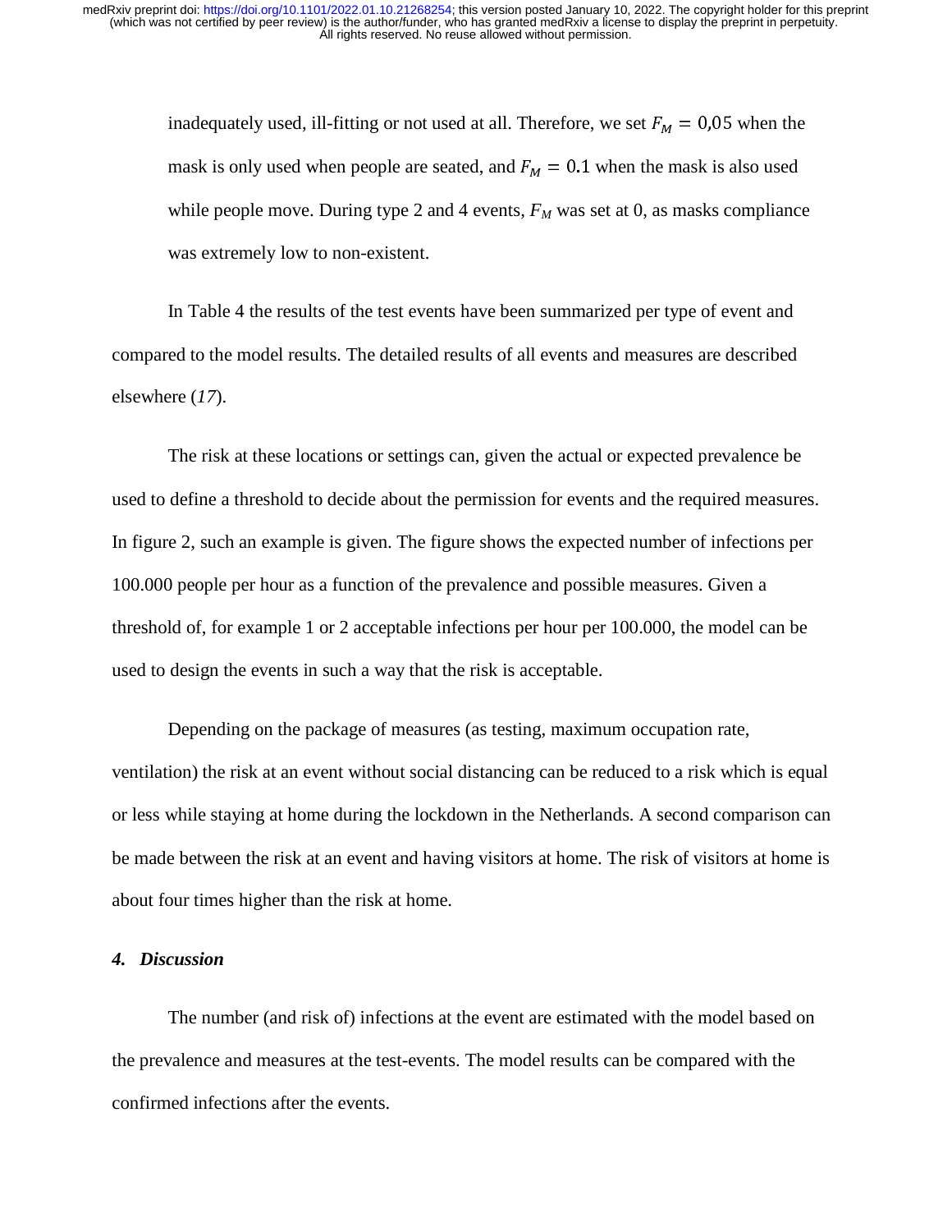inadequately used, ill-fitting or not used at all. Therefore, we set $F_M = 0{,}05$ when the mask is only used when people are seated, and $F_M = 0.1$ when the mask is also used while people move. During type 2 and 4 events, $F_M$ was set at 0, as masks compliance was extremely low to non-existent.

In Table 4 the results of the test events have been summarized per type of event and compared to the model results. The detailed results of all events and measures are described elsewhere (*17*).

The risk at these locations or settings can, given the actual or expected prevalence be used to define a threshold to decide about the permission for events and the required measures. In figure 2, such an example is given. The figure shows the expected number of infections per 100.000 people per hour as a function of the prevalence and possible measures. Given a threshold of, for example 1 or 2 acceptable infections per hour per 100.000, the model can be used to design the events in such a way that the risk is acceptable.

Depending on the package of measures (as testing, maximum occupation rate, ventilation) the risk at an event without social distancing can be reduced to a risk which is equal or less while staying at home during the lockdown in the Netherlands. A second comparison can be made between the risk at an event and having visitors at home. The risk of visitors at home is about four times higher than the risk at home.

### *4. Discussion*

The number (and risk of) infections at the event are estimated with the model based on the prevalence and measures at the test-events. The model results can be compared with the confirmed infections after the events.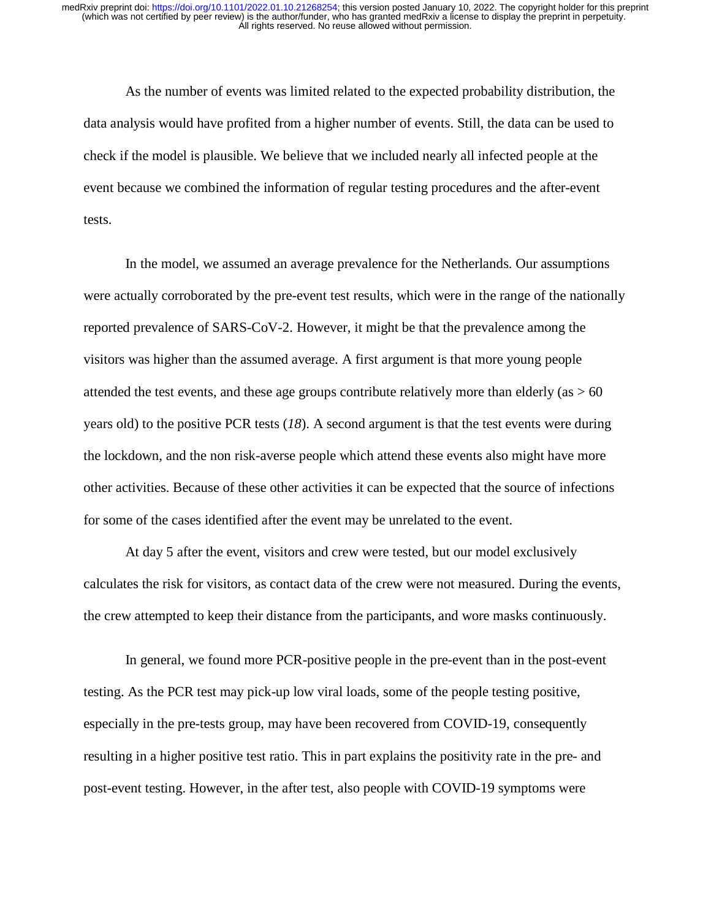As the number of events was limited related to the expected probability distribution, the data analysis would have profited from a higher number of events. Still, the data can be used to check if the model is plausible. We believe that we included nearly all infected people at the event because we combined the information of regular testing procedures and the after-event tests.

In the model, we assumed an average prevalence for the Netherlands. Our assumptions were actually corroborated by the pre-event test results, which were in the range of the nationally reported prevalence of SARS-CoV-2. However, it might be that the prevalence among the visitors was higher than the assumed average. A first argument is that more young people attended the test events, and these age groups contribute relatively more than elderly (as > 60 years old) to the positive PCR tests (*18*). A second argument is that the test events were during the lockdown, and the non risk-averse people which attend these events also might have more other activities. Because of these other activities it can be expected that the source of infections for some of the cases identified after the event may be unrelated to the event.

At day 5 after the event, visitors and crew were tested, but our model exclusively calculates the risk for visitors, as contact data of the crew were not measured. During the events, the crew attempted to keep their distance from the participants, and wore masks continuously.

In general, we found more PCR-positive people in the pre-event than in the post-event testing. As the PCR test may pick-up low viral loads, some of the people testing positive, especially in the pre-tests group, may have been recovered from COVID-19, consequently resulting in a higher positive test ratio. This in part explains the positivity rate in the pre- and post-event testing. However, in the after test, also people with COVID-19 symptoms were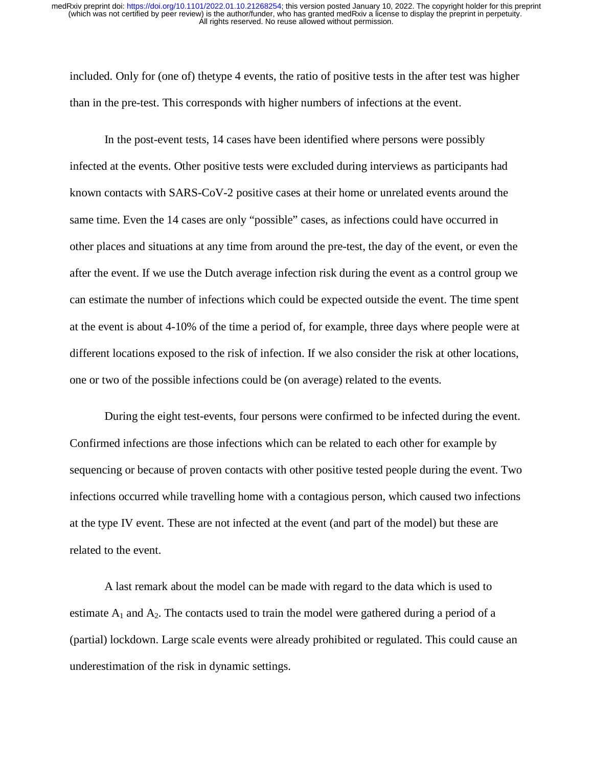included. Only for (one of) thetype 4 events, the ratio of positive tests in the after test was higher than in the pre-test. This corresponds with higher numbers of infections at the event.

In the post-event tests, 14 cases have been identified where persons were possibly infected at the events. Other positive tests were excluded during interviews as participants had known contacts with SARS-CoV-2 positive cases at their home or unrelated events around the same time. Even the 14 cases are only "possible" cases, as infections could have occurred in other places and situations at any time from around the pre-test, the day of the event, or even the after the event. If we use the Dutch average infection risk during the event as a control group we can estimate the number of infections which could be expected outside the event. The time spent at the event is about 4-10% of the time a period of, for example, three days where people were at different locations exposed to the risk of infection. If we also consider the risk at other locations, one or two of the possible infections could be (on average) related to the events.

During the eight test-events, four persons were confirmed to be infected during the event. Confirmed infections are those infections which can be related to each other for example by sequencing or because of proven contacts with other positive tested people during the event. Two infections occurred while travelling home with a contagious person, which caused two infections at the type IV event. These are not infected at the event (and part of the model) but these are related to the event.

A last remark about the model can be made with regard to the data which is used to estimate $A_1$ and $A_2$. The contacts used to train the model were gathered during a period of a (partial) lockdown. Large scale events were already prohibited or regulated. This could cause an underestimation of the risk in dynamic settings.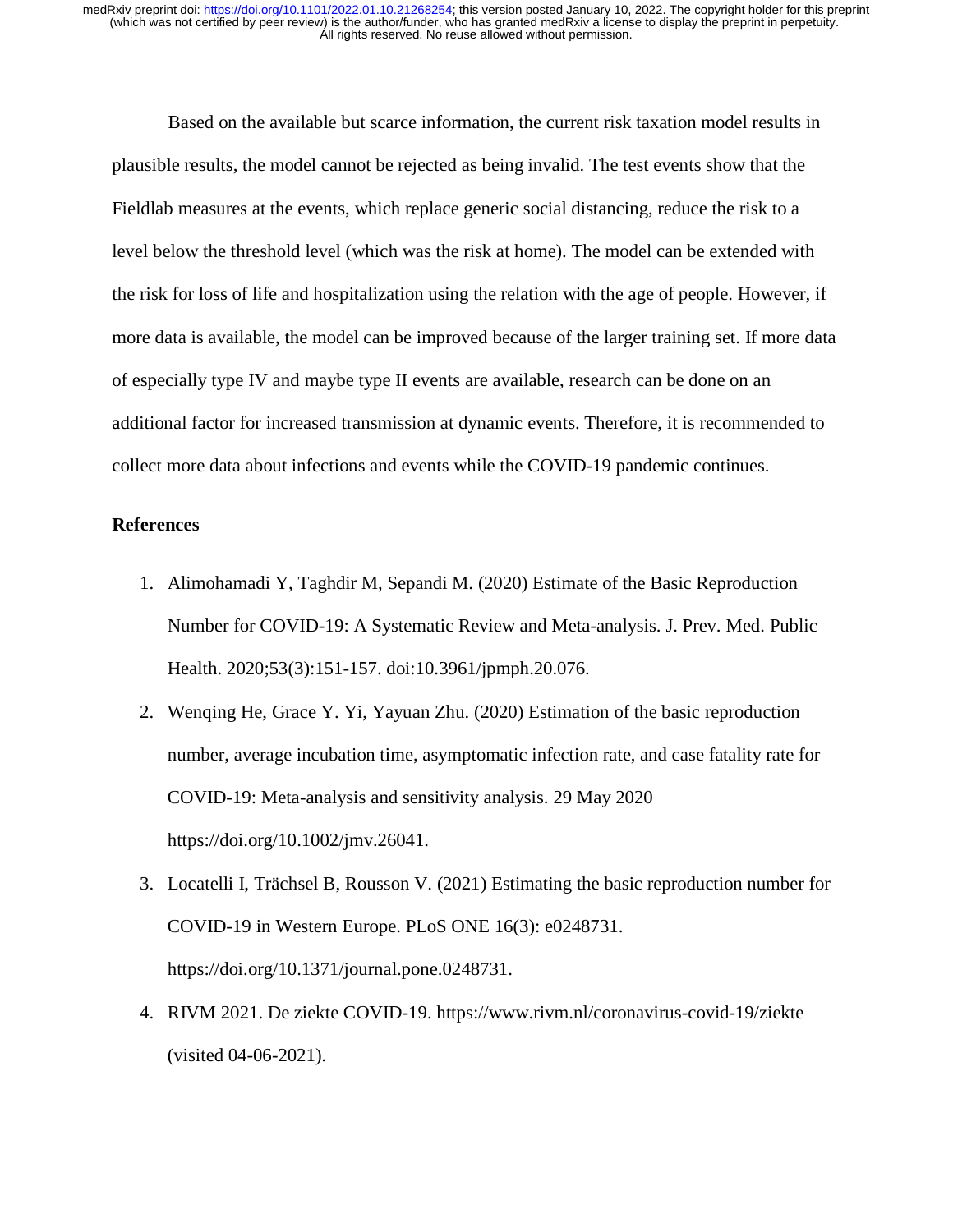Based on the available but scarce information, the current risk taxation model results in plausible results, the model cannot be rejected as being invalid. The test events show that the Fieldlab measures at the events, which replace generic social distancing, reduce the risk to a level below the threshold level (which was the risk at home). The model can be extended with the risk for loss of life and hospitalization using the relation with the age of people. However, if more data is available, the model can be improved because of the larger training set. If more data of especially type IV and maybe type II events are available, research can be done on an additional factor for increased transmission at dynamic events. Therefore, it is recommended to collect more data about infections and events while the COVID-19 pandemic continues.

## References

1. Alimohamadi Y, Taghdir M, Sepandi M. (2020) Estimate of the Basic Reproduction Number for COVID-19: A Systematic Review and Meta-analysis. J. Prev. Med. Public Health. 2020;53(3):151-157. doi:10.3961/jpmph.20.076.
2. Wenqing He, Grace Y. Yi, Yayuan Zhu. (2020) Estimation of the basic reproduction number, average incubation time, asymptomatic infection rate, and case fatality rate for COVID-19: Meta-analysis and sensitivity analysis. 29 May 2020 https://doi.org/10.1002/jmv.26041.
3. Locatelli I, Trächsel B, Rousson V. (2021) Estimating the basic reproduction number for COVID-19 in Western Europe. PLoS ONE 16(3): e0248731. https://doi.org/10.1371/journal.pone.0248731.
4. RIVM 2021. De ziekte COVID-19. https://www.rivm.nl/coronavirus-covid-19/ziekte (visited 04-06-2021).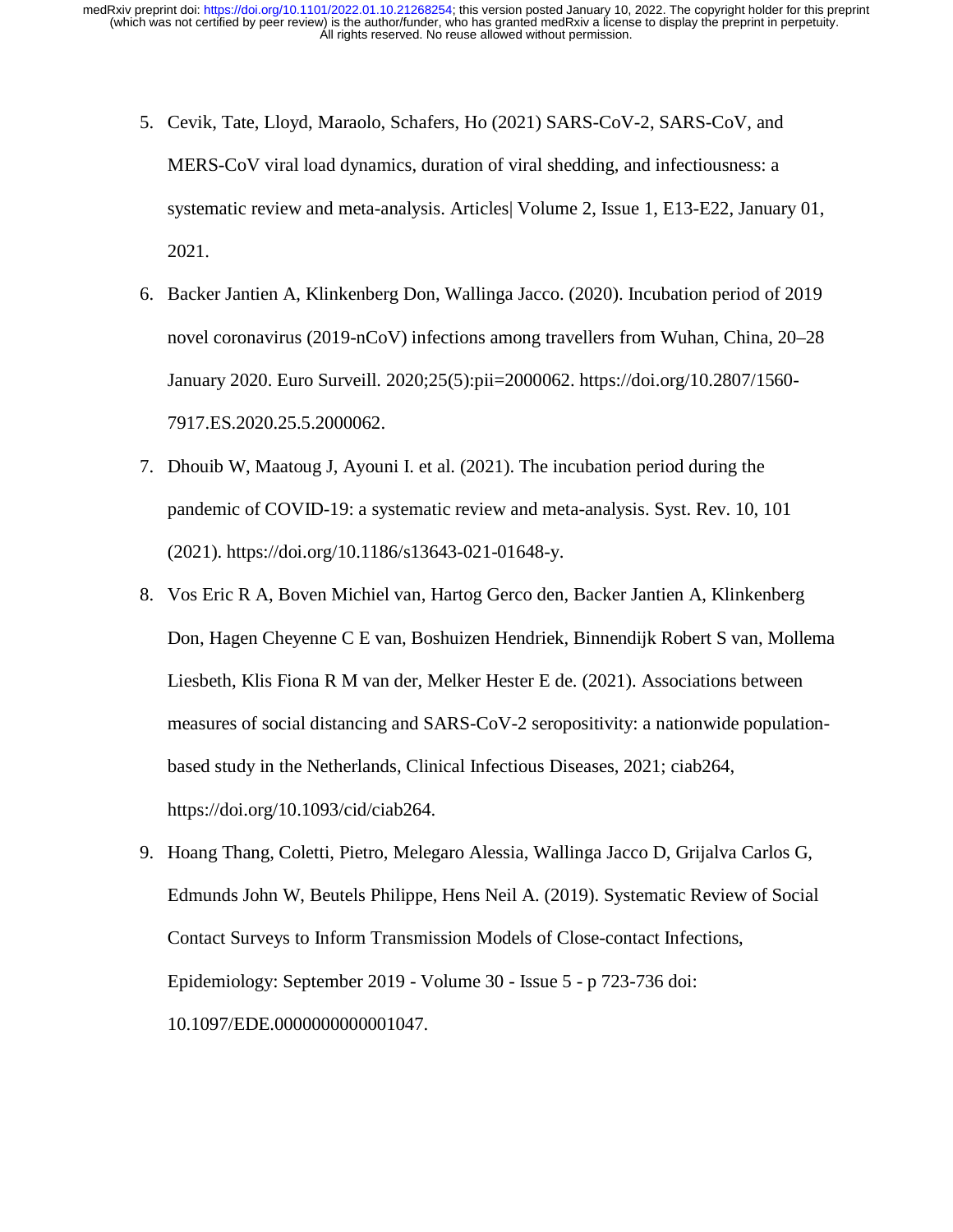5. Cevik, Tate, Lloyd, Maraolo, Schafers, Ho (2021) SARS-CoV-2, SARS-CoV, and MERS-CoV viral load dynamics, duration of viral shedding, and infectiousness: a systematic review and meta-analysis. Articles| Volume 2, Issue 1, E13-E22, January 01, 2021.
6. Backer Jantien A, Klinkenberg Don, Wallinga Jacco. (2020). Incubation period of 2019 novel coronavirus (2019-nCoV) infections among travellers from Wuhan, China, 20–28 January 2020. Euro Surveill. 2020;25(5):pii=2000062. https://doi.org/10.2807/1560-7917.ES.2020.25.5.2000062.
7. Dhouib W, Maatoug J, Ayouni I. et al. (2021). The incubation period during the pandemic of COVID-19: a systematic review and meta-analysis. Syst. Rev. 10, 101 (2021). https://doi.org/10.1186/s13643-021-01648-y.
8. Vos Eric R A, Boven Michiel van, Hartog Gerco den, Backer Jantien A, Klinkenberg Don, Hagen Cheyenne C E van, Boshuizen Hendriek, Binnendijk Robert S van, Mollema Liesbeth, Klis Fiona R M van der, Melker Hester E de. (2021). Associations between measures of social distancing and SARS-CoV-2 seropositivity: a nationwide population-based study in the Netherlands, Clinical Infectious Diseases, 2021; ciab264, https://doi.org/10.1093/cid/ciab264.
9. Hoang Thang, Coletti, Pietro, Melegaro Alessia, Wallinga Jacco D, Grijalva Carlos G, Edmunds John W, Beutels Philippe, Hens Neil A. (2019). Systematic Review of Social Contact Surveys to Inform Transmission Models of Close-contact Infections, Epidemiology: September 2019 - Volume 30 - Issue 5 - p 723-736 doi: 10.1097/EDE.0000000000001047.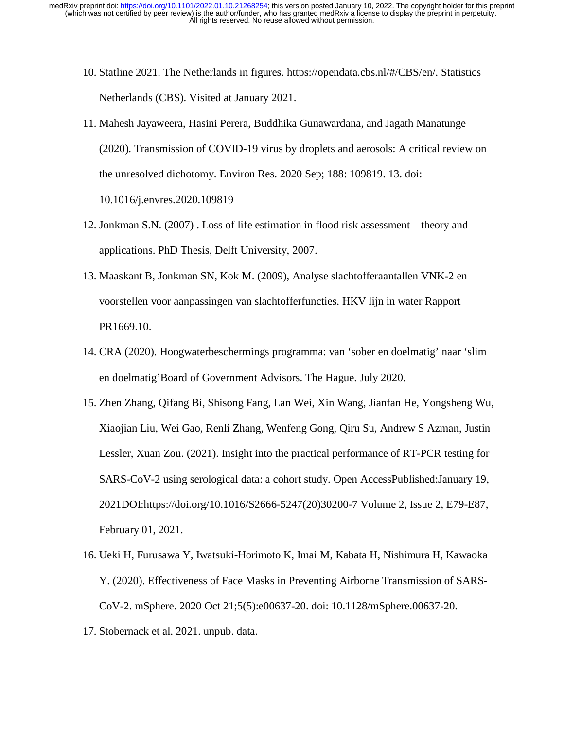10. Statline 2021. The Netherlands in figures. https://opendata.cbs.nl/#/CBS/en/. Statistics Netherlands (CBS). Visited at January 2021.
11. Mahesh Jayaweera, Hasini Perera, Buddhika Gunawardana, and Jagath Manatunge (2020). Transmission of COVID-19 virus by droplets and aerosols: A critical review on the unresolved dichotomy. Environ Res. 2020 Sep; 188: 109819. 13. doi: 10.1016/j.envres.2020.109819
12. Jonkman S.N. (2007) . Loss of life estimation in flood risk assessment – theory and applications. PhD Thesis, Delft University, 2007.
13. Maaskant B, Jonkman SN, Kok M. (2009), Analyse slachtofferaantallen VNK-2 en voorstellen voor aanpassingen van slachtofferfuncties. HKV lijn in water Rapport PR1669.10.
14. CRA (2020). Hoogwaterbeschermings programma: van 'sober en doelmatig' naar 'slim en doelmatig'Board of Government Advisors. The Hague. July 2020.
15. Zhen Zhang, Qifang Bi, Shisong Fang, Lan Wei, Xin Wang, Jianfan He, Yongsheng Wu, Xiaojian Liu, Wei Gao, Renli Zhang, Wenfeng Gong, Qiru Su, Andrew S Azman, Justin Lessler, Xuan Zou. (2021). Insight into the practical performance of RT-PCR testing for SARS-CoV-2 using serological data: a cohort study. Open AccessPublished:January 19, 2021DOI:https://doi.org/10.1016/S2666-5247(20)30200-7 Volume 2, Issue 2, E79-E87, February 01, 2021.
16. Ueki H, Furusawa Y, Iwatsuki-Horimoto K, Imai M, Kabata H, Nishimura H, Kawaoka Y. (2020). Effectiveness of Face Masks in Preventing Airborne Transmission of SARS-CoV-2. mSphere. 2020 Oct 21;5(5):e00637-20. doi: 10.1128/mSphere.00637-20.
17. Stobernack et al. 2021. unpub. data.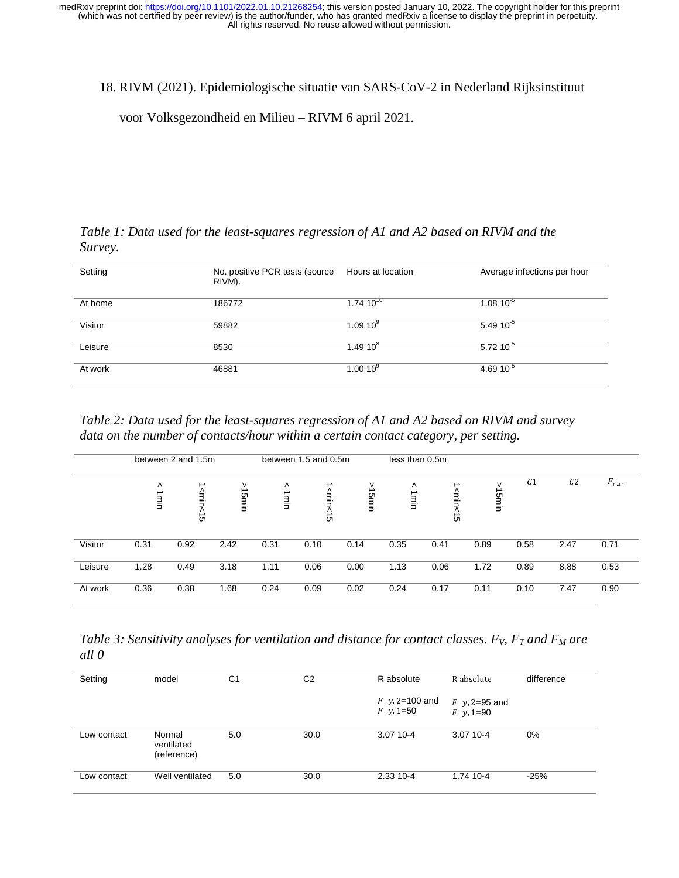18. RIVM (2021). Epidemiologische situatie van SARS-CoV-2 in Nederland Rijksinstituut voor Volksgezondheid en Milieu – RIVM 6 april 2021.

*Table 1: Data used for the least-squares regression of A1 and A2 based on RIVM and the Survey.*

| Setting | No. positive PCR tests (source RIVM). | Hours at location | Average infections per hour |
|---|---|---|---|
| At home | 186772 | $1.74\ 10^{10}$ | $1.08\ 10^{-5}$ |
| Visitor | 59882 | $1.09\ 10^{9}$ | $5.49\ 10^{-5}$ |
| Leisure | 8530 | $1.49\ 10^{8}$ | $5.72\ 10^{-5}$ |
| At work | 46881 | $1.00\ 10^{9}$ | $4.69\ 10^{-5}$ |

*Table 2: Data used for the least-squares regression of A1 and A2 based on RIVM and survey data on the number of contacts/hour within a certain contact category, per setting.*

| | between 2 and 1.5m | | | between 1.5 and 0.5m | | | less than 0.5m | | | | | |
|---|---|---|---|---|---|---|---|---|---|---|---|---|
| | < 1min | 1<min<15 | >15min | < 1min | 1<min<15 | >15min | < 1min | 1<min<15 | >15min | $C1$ | $C2$ | $F_{V,x}$. |
| Visitor | 0.31 | 0.92 | 2.42 | 0.31 | 0.10 | 0.14 | 0.35 | 0.41 | 0.89 | 0.58 | 2.47 | 0.71 |
| Leisure | 1.28 | 0.49 | 3.18 | 1.11 | 0.06 | 0.00 | 1.13 | 0.06 | 1.72 | 0.89 | 8.88 | 0.53 |
| At work | 0.36 | 0.38 | 1.68 | 0.24 | 0.09 | 0.02 | 0.24 | 0.17 | 0.11 | 0.10 | 7.47 | 0.90 |

*Table 3: Sensitivity analyses for ventilation and distance for contact classes. $F_V$, $F_T$ and $F_M$ are all 0*

| Setting | model | C1 | C2 | R absolute | R absolute | difference |
|---|---|---|---|---|---|---|
| | | | | $F_{y,2}$=100 and $F_{y,1}$=50 | $F_{y,2}$=95 and $F_{y,1}$=90 | |
| Low contact | Normal ventilated (reference) | 5.0 | 30.0 | 3.07 10-4 | 3.07 10-4 | 0% |
| Low contact | Well ventilated | 5.0 | 30.0 | 2.33 10-4 | 1.74 10-4 | -25% |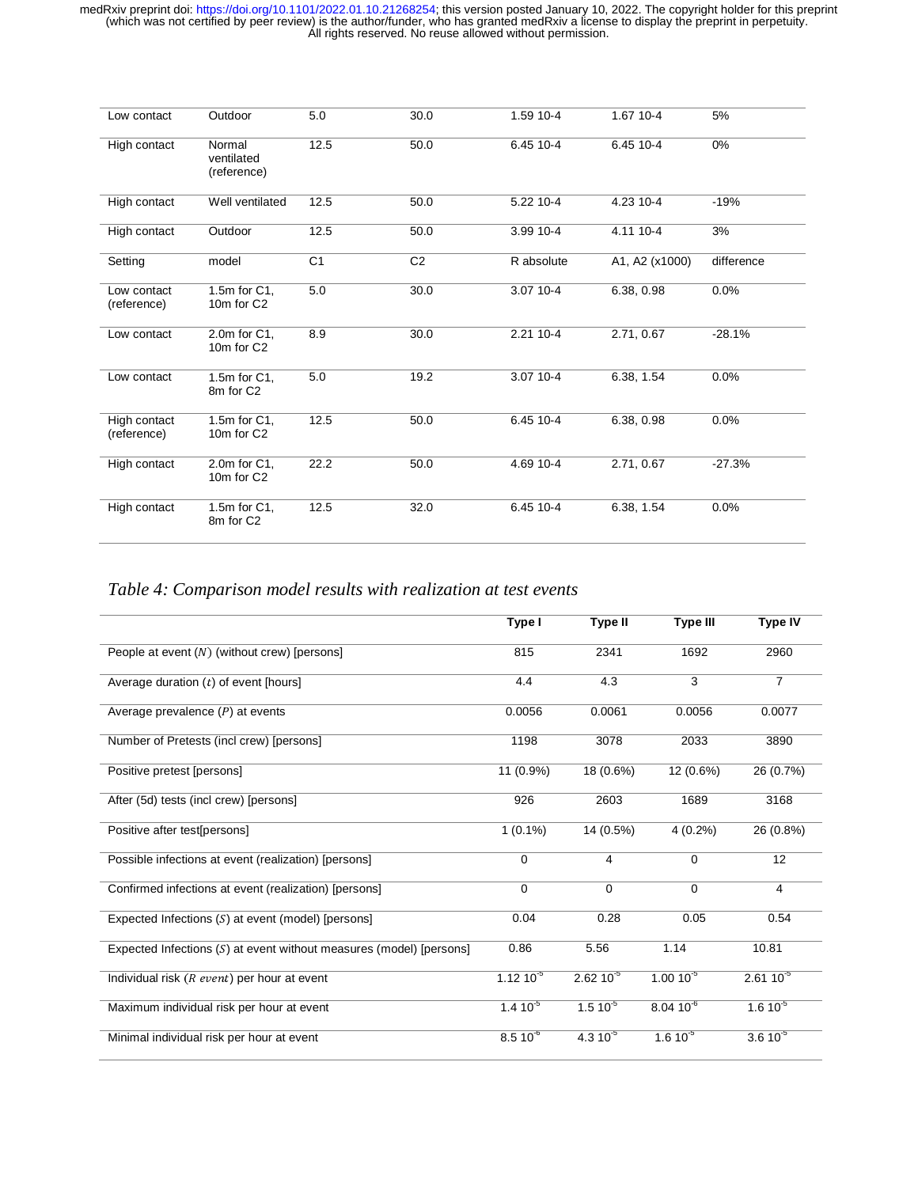| | | | | | | |
|---|---|---|---|---|---|---|
| Low contact | Outdoor | 5.0 | 30.0 | 1.59 10-4 | 1.67 10-4 | 5% |
| High contact | Normal ventilated (reference) | 12.5 | 50.0 | 6.45 10-4 | 6.45 10-4 | 0% |
| High contact | Well ventilated | 12.5 | 50.0 | 5.22 10-4 | 4.23 10-4 | -19% |
| High contact | Outdoor | 12.5 | 50.0 | 3.99 10-4 | 4.11 10-4 | 3% |
| Setting | model | C1 | C2 | R absolute | A1, A2 (x1000) | difference |
| Low contact (reference) | 1.5m for C1, 10m for C2 | 5.0 | 30.0 | 3.07 10-4 | 6.38, 0.98 | 0.0% |
| Low contact | 2.0m for C1, 10m for C2 | 8.9 | 30.0 | 2.21 10-4 | 2.71, 0.67 | -28.1% |
| Low contact | 1.5m for C1, 8m for C2 | 5.0 | 19.2 | 3.07 10-4 | 6.38, 1.54 | 0.0% |
| High contact (reference) | 1.5m for C1, 10m for C2 | 12.5 | 50.0 | 6.45 10-4 | 6.38, 0.98 | 0.0% |
| High contact | 2.0m for C1, 10m for C2 | 22.2 | 50.0 | 4.69 10-4 | 2.71, 0.67 | -27.3% |
| High contact | 1.5m for C1, 8m for C2 | 12.5 | 32.0 | 6.45 10-4 | 6.38, 1.54 | 0.0% |

*Table 4: Comparison model results with realization at test events*

| | Type I | Type II | Type III | Type IV |
|---|---|---|---|---|
| People at event ($N$) (without crew) [persons] | 815 | 2341 | 1692 | 2960 |
| Average duration ($t$) of event [hours] | 4.4 | 4.3 | 3 | 7 |
| Average prevalence ($P$) at events | 0.0056 | 0.0061 | 0.0056 | 0.0077 |
| Number of Pretests (incl crew) [persons] | 1198 | 3078 | 2033 | 3890 |
| Positive pretest [persons] | 11 (0.9%) | 18 (0.6%) | 12 (0.6%) | 26 (0.7%) |
| After (5d) tests (incl crew) [persons] | 926 | 2603 | 1689 | 3168 |
| Positive after test[persons] | 1 (0.1%) | 14 (0.5%) | 4 (0.2%) | 26 (0.8%) |
| Possible infections at event (realization) [persons] | 0 | 4 | 0 | 12 |
| Confirmed infections at event (realization) [persons] | 0 | 0 | 0 | 4 |
| Expected Infections ($S$) at event (model) [persons] | 0.04 | 0.28 | 0.05 | 0.54 |
| Expected Infections ($S$) at event without measures (model) [persons] | 0.86 | 5.56 | 1.14 | 10.81 |
| Individual risk ($R\ event$) per hour at event | $1.12\ 10^{-5}$ | $2.62\ 10^{-5}$ | $1.00\ 10^{-5}$ | $2.61\ 10^{-5}$ |
| Maximum individual risk per hour at event | $1.4\ 10^{-5}$ | $1.5\ 10^{-5}$ | $8.04\ 10^{-6}$ | $1.6\ 10^{-5}$ |
| Minimal individual risk per hour at event | $8.5\ 10^{-6}$ | $4.3\ 10^{-5}$ | $1.6\ 10^{-5}$ | $3.6\ 10^{-5}$ |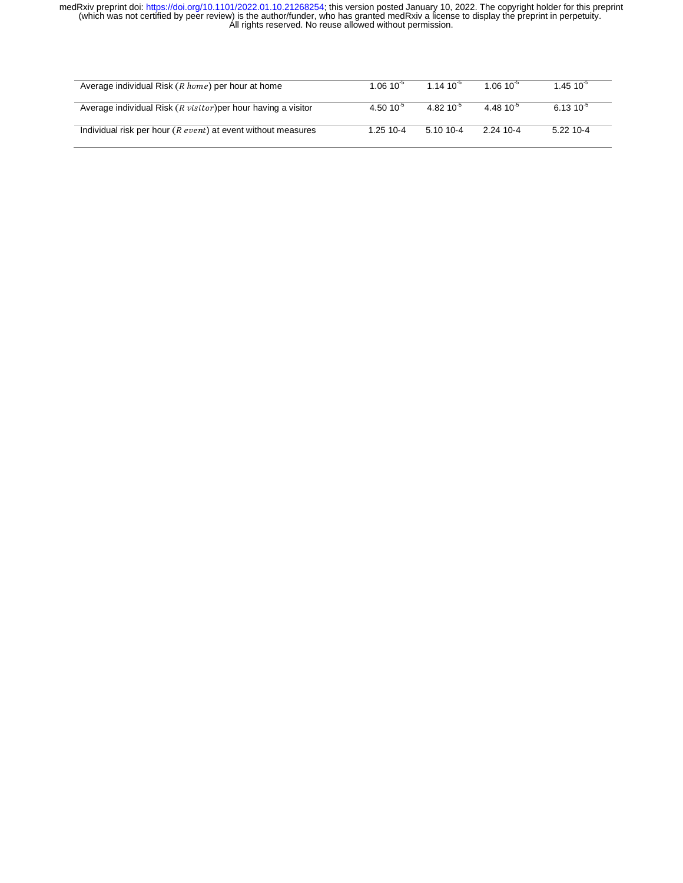| | | | | |
|---|---|---|---|---|
| Average individual Risk ($R\ home$) per hour at home | 1.06 $10^{-5}$ | 1.14 $10^{-5}$ | 1.06 $10^{-5}$ | 1.45 $10^{-5}$ |
| Average individual Risk ($R\ visitor$)per hour having a visitor | 4.50 $10^{-5}$ | 4.82 $10^{-5}$ | 4.48 $10^{-5}$ | 6.13 $10^{-5}$ |
| Individual risk per hour ($R\ event$) at event without measures | 1.25 10-4 | 5.10 10-4 | 2.24 10-4 | 5.22 10-4 |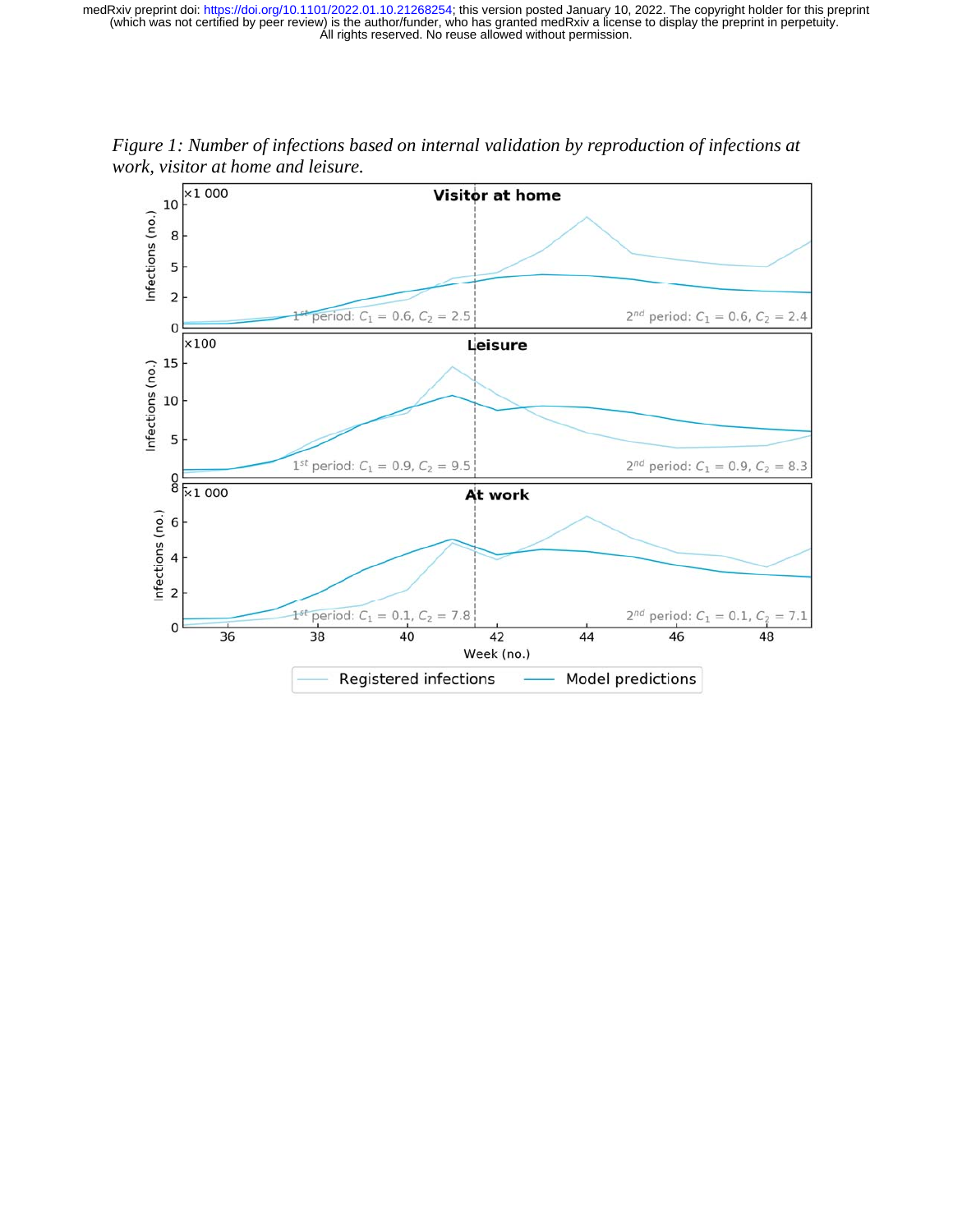*Figure 1: Number of infections based on internal validation by reproduction of infections at work, visitor at home and leisure.*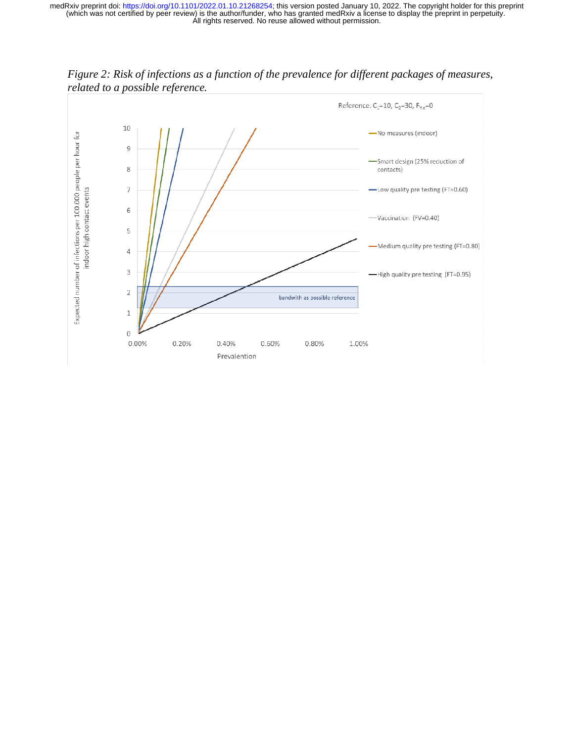*Figure 2: Risk of infections as a function of the prevalence for different packages of measures, related to a possible reference.*

Reference: $C_1$=10, $C_2$=30, $F_{Y_0}$=0

Expected number of infections per 100.000 people per hour for indoor high contact events

10
9
8
7
6
5
4
3
2
1
0

0.00%
0.20%
0.40%
0.60%
0.80%
1.00%

Prevalention

bandwith as possible reference

No measures (indoor)

Smart design (25% reduction of contacts)

Low quality pre testing (FT=0.60)

Vaccination (FV=0.40)

Medium quality pre testing (FT=0.80)

High quality pre testing (FT=0.95)